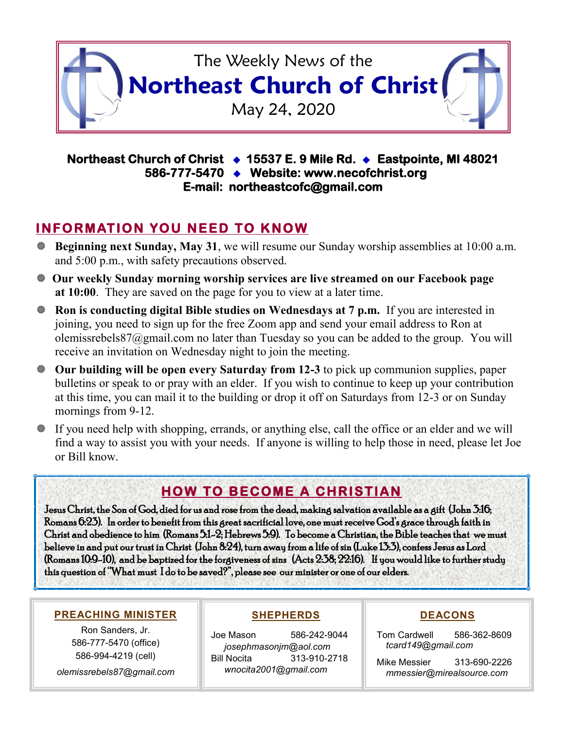The Weekly News of the

# Northeast Church of Christ

May 24, 2020

**Northeast Church of Christ ◆ 15537 E. 9 Mile Rd. ◆ Eastpointe, MI 48021**
**586-777-5470 ◆ Website: www.necofchrist.org**
**E-mail: northeastcofc@gmail.com**

## INFORMATION YOU NEED TO KNOW

- **Beginning next Sunday, May 31**, we will resume our Sunday worship assemblies at 10:00 a.m. and 5:00 p.m., with safety precautions observed.
- **Our weekly Sunday morning worship services are live streamed on our Facebook page at 10:00**. They are saved on the page for you to view at a later time.
- **Ron is conducting digital Bible studies on Wednesdays at 7 p.m.** If you are interested in joining, you need to sign up for the free Zoom app and send your email address to Ron at olemissrebels87@gmail.com no later than Tuesday so you can be added to the group. You will receive an invitation on Wednesday night to join the meeting.
- **Our building will be open every Saturday from 12-3** to pick up communion supplies, paper bulletins or speak to or pray with an elder. If you wish to continue to keep up your contribution at this time, you can mail it to the building or drop it off on Saturdays from 12-3 or on Sunday mornings from 9-12.
- If you need help with shopping, errands, or anything else, call the office or an elder and we will find a way to assist you with your needs. If anyone is willing to help those in need, please let Joe or Bill know.

## HOW TO BECOME A CHRISTIAN

Jesus Christ, the Son of God, died for us and rose from the dead, making salvation available as a gift (John 3:16; Romans 6:23). In order to benefit from this great sacrificial love, one must receive God's grace through faith in Christ and obedience to him (Romans 5:1-2; Hebrews 5:9). To become a Christian, the Bible teaches that we must believe in and put our trust in Christ (John 8:24), turn away from a life of sin (Luke 13:3), confess Jesus as Lord (Romans 10:9-10), and be baptized for the forgiveness of sins (Acts 2:38; 22:16). If you would like to further study this question of "What must I do to be saved?", please see our minister or one of our elders.

### PREACHING MINISTER

Ron Sanders, Jr.
586-777-5470 (office)
586-994-4219 (cell)
*olemissrebels87@gmail.com*

### SHEPHERDS

Joe Mason 586-242-9044
*josephmasonjm@aol.com*
Bill Nocita 313-910-2718
*wnocita2001@gmail.com*

### DEACONS

Tom Cardwell 586-362-8609
*tcard149@gmail.com*
Mike Messier 313-690-2226
*mmessier@mirealsource.com*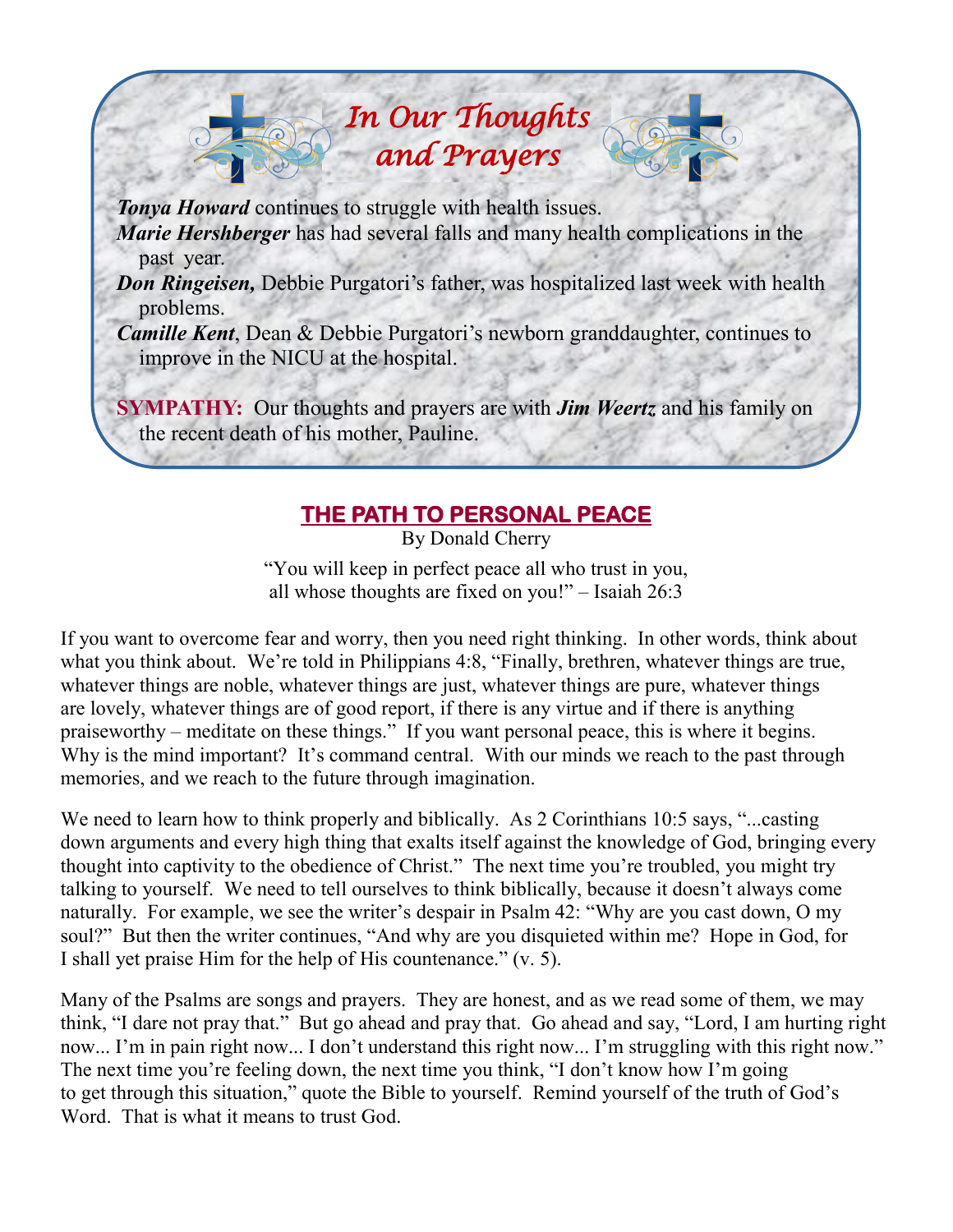## In Our Thoughts and Prayers

***Tonya Howard*** continues to struggle with health issues.

***Marie Hershberger*** has had several falls and many health complications in the past year.

***Don Ringeisen,*** Debbie Purgatori's father, was hospitalized last week with health problems.

***Camille Kent***, Dean & Debbie Purgatori's newborn granddaughter, continues to improve in the NICU at the hospital.

**SYMPATHY:** Our thoughts and prayers are with ***Jim Weertz*** and his family on the recent death of his mother, Pauline.

## THE PATH TO PERSONAL PEACE

By Donald Cherry

"You will keep in perfect peace all who trust in you,
all whose thoughts are fixed on you!" – Isaiah 26:3

If you want to overcome fear and worry, then you need right thinking. In other words, think about what you think about. We're told in Philippians 4:8, "Finally, brethren, whatever things are true, whatever things are noble, whatever things are just, whatever things are pure, whatever things are lovely, whatever things are of good report, if there is any virtue and if there is anything praiseworthy – meditate on these things." If you want personal peace, this is where it begins. Why is the mind important? It's command central. With our minds we reach to the past through memories, and we reach to the future through imagination.

We need to learn how to think properly and biblically. As 2 Corinthians 10:5 says, "...casting down arguments and every high thing that exalts itself against the knowledge of God, bringing every thought into captivity to the obedience of Christ." The next time you're troubled, you might try talking to yourself. We need to tell ourselves to think biblically, because it doesn't always come naturally. For example, we see the writer's despair in Psalm 42: "Why are you cast down, O my soul?" But then the writer continues, "And why are you disquieted within me? Hope in God, for I shall yet praise Him for the help of His countenance." (v. 5).

Many of the Psalms are songs and prayers. They are honest, and as we read some of them, we may think, "I dare not pray that." But go ahead and pray that. Go ahead and say, "Lord, I am hurting right now... I'm in pain right now... I don't understand this right now... I'm struggling with this right now." The next time you're feeling down, the next time you think, "I don't know how I'm going to get through this situation," quote the Bible to yourself. Remind yourself of the truth of God's Word. That is what it means to trust God.